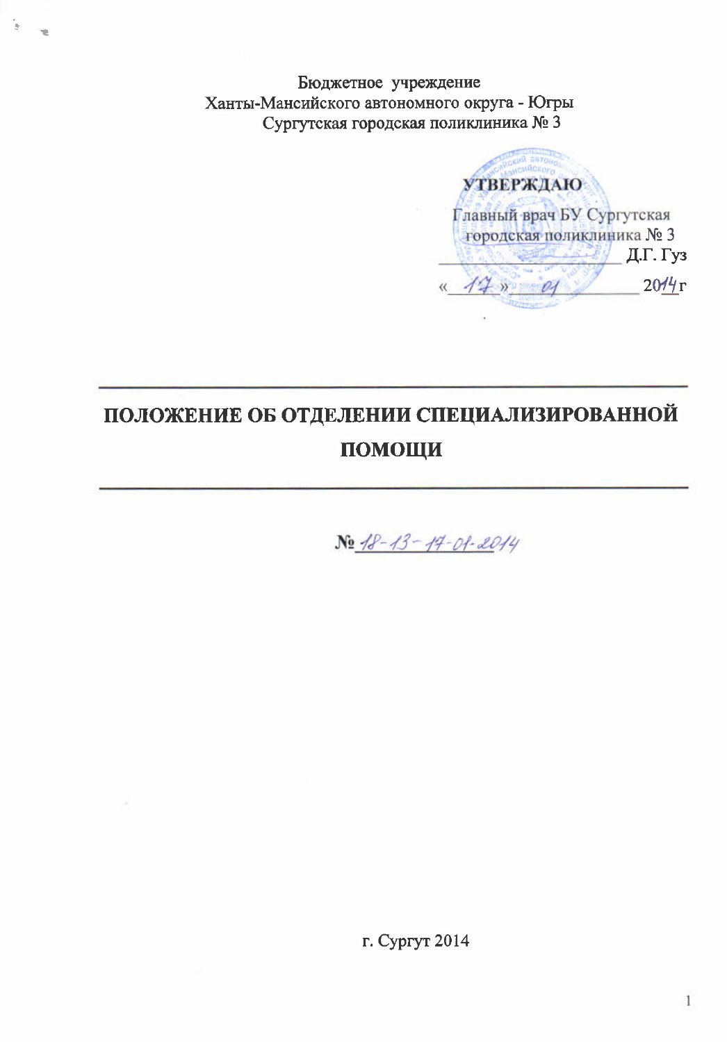Бюджетное учреждение
Ханты-Мансийского автономного округа - Югры
Сургутская городская поликлиника № 3

**УТВЕРЖДАЮ**
Главный врач БУ Сургутская
городская поликлиника № 3
\_\_\_\_\_\_\_\_\_\_\_\_\_\_\_\_\_\_ Д.Г. Гуз
« 17 » 01 2014 г

# ПОЛОЖЕНИЕ ОБ ОТДЕЛЕНИИ СПЕЦИАЛИЗИРОВАННОЙ ПОМОЩИ

№ 18-13-17-01-2014

г. Сургут 2014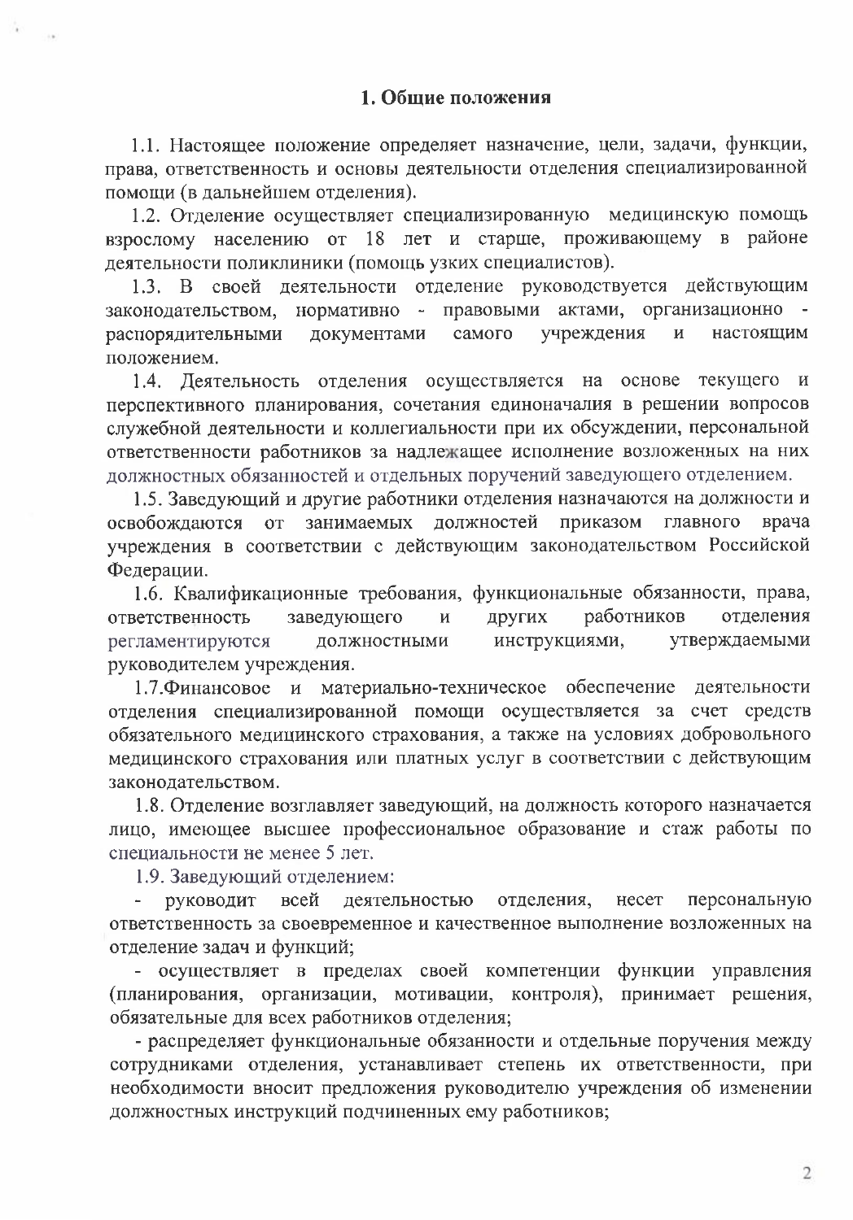## 1. Общие положения

1.1. Настоящее положение определяет назначение, цели, задачи, функции, права, ответственность и основы деятельности отделения специализированной помощи (в дальнейшем отделения).

1.2. Отделение осуществляет специализированную медицинскую помощь взрослому населению от 18 лет и старше, проживающему в районе деятельности поликлиники (помощь узких специалистов).

1.3. В своей деятельности отделение руководствуется действующим законодательством, нормативно - правовыми актами, организационно - распорядительными документами самого учреждения и настоящим положением.

1.4. Деятельность отделения осуществляется на основе текущего и перспективного планирования, сочетания единоначалия в решении вопросов служебной деятельности и коллегиальности при их обсуждении, персональной ответственности работников за надлежащее исполнение возложенных на них должностных обязанностей и отдельных поручений заведующего отделением.

1.5. Заведующий и другие работники отделения назначаются на должности и освобождаются от занимаемых должностей приказом главного врача учреждения в соответствии с действующим законодательством Российской Федерации.

1.6. Квалификационные требования, функциональные обязанности, права, ответственность заведующего и других работников отделения регламентируются должностными инструкциями, утверждаемыми руководителем учреждения.

1.7.Финансовое и материально-техническое обеспечение деятельности отделения специализированной помощи осуществляется за счет средств обязательного медицинского страхования, а также на условиях добровольного медицинского страхования или платных услуг в соответствии с действующим законодательством.

1.8. Отделение возглавляет заведующий, на должность которого назначается лицо, имеющее высшее профессиональное образование и стаж работы по специальности не менее 5 лет.

1.9. Заведующий отделением:

- руководит всей деятельностью отделения, несет персональную ответственность за своевременное и качественное выполнение возложенных на отделение задач и функций;
- осуществляет в пределах своей компетенции функции управления (планирования, организации, мотивации, контроля), принимает решения, обязательные для всех работников отделения;
- распределяет функциональные обязанности и отдельные поручения между сотрудниками отделения, устанавливает степень их ответственности, при необходимости вносит предложения руководителю учреждения об изменении должностных инструкций подчиненных ему работников;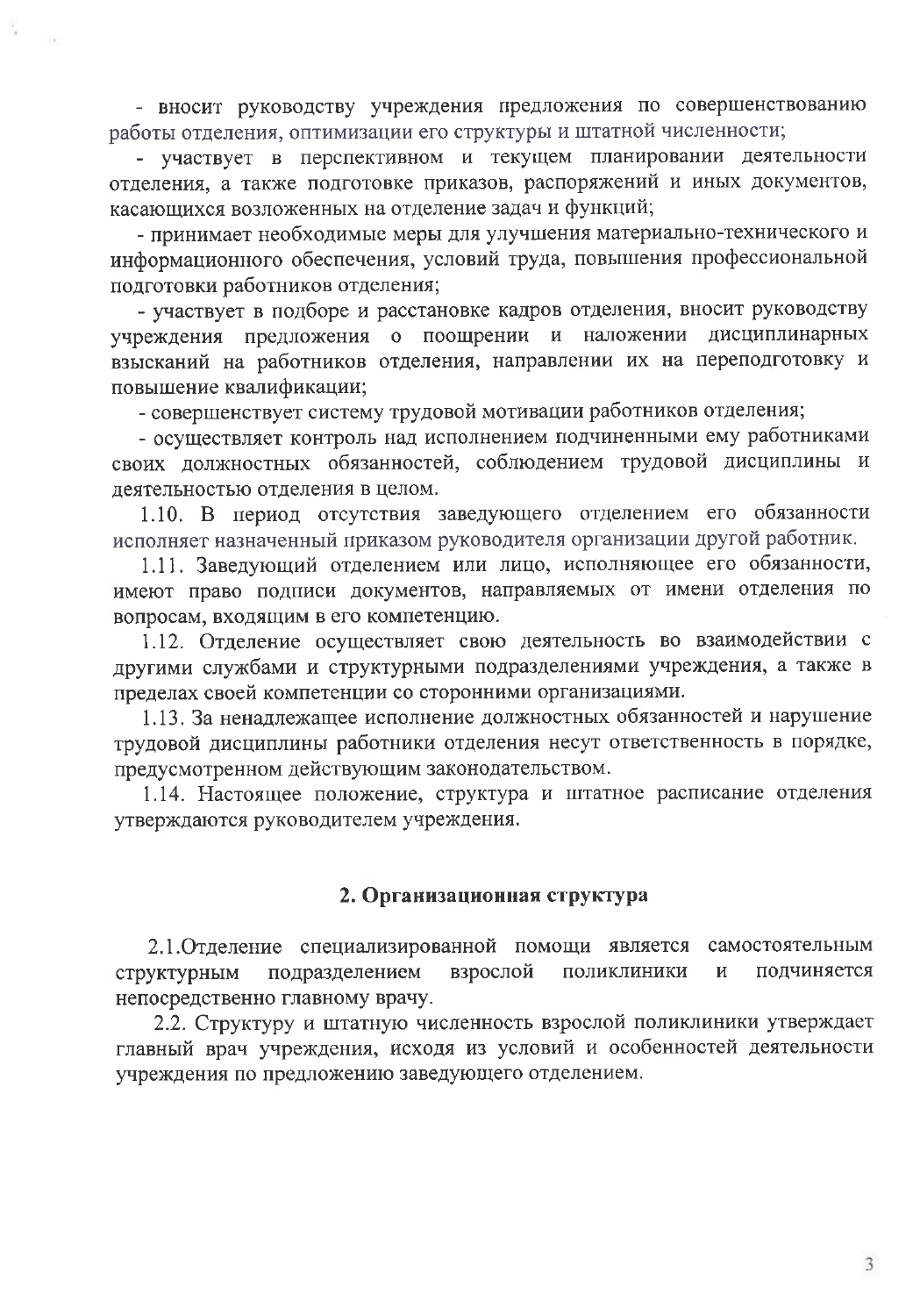- вносит руководству учреждения предложения по совершенствованию работы отделения, оптимизации его структуры и штатной численности;

- участвует в перспективном и текущем планировании деятельности отделения, а также подготовке приказов, распоряжений и иных документов, касающихся возложенных на отделение задач и функций;

- принимает необходимые меры для улучшения материально-технического и информационного обеспечения, условий труда, повышения профессиональной подготовки работников отделения;

- участвует в подборе и расстановке кадров отделения, вносит руководству учреждения предложения о поощрении и наложении дисциплинарных взысканий на работников отделения, направлении их на переподготовку и повышение квалификации;

- совершенствует систему трудовой мотивации работников отделения;

- осуществляет контроль над исполнением подчиненными ему работниками своих должностных обязанностей, соблюдением трудовой дисциплины и деятельностью отделения в целом.

1.10. В период отсутствия заведующего отделением его обязанности исполняет назначенный приказом руководителя организации другой работник.

1.11. Заведующий отделением или лицо, исполняющее его обязанности, имеют право подписи документов, направляемых от имени отделения по вопросам, входящим в его компетенцию.

1.12. Отделение осуществляет свою деятельность во взаимодействии с другими службами и структурными подразделениями учреждения, а также в пределах своей компетенции со сторонними организациями.

1.13. За ненадлежащее исполнение должностных обязанностей и нарушение трудовой дисциплины работники отделения несут ответственность в порядке, предусмотренном действующим законодательством.

1.14. Настоящее положение, структура и штатное расписание отделения утверждаются руководителем учреждения.

## 2. Организационная структура

2.1.Отделение специализированной помощи является самостоятельным структурным подразделением взрослой поликлиники и подчиняется непосредственно главному врачу.

2.2. Структуру и штатную численность взрослой поликлиники утверждает главный врач учреждения, исходя из условий и особенностей деятельности учреждения по предложению заведующего отделением.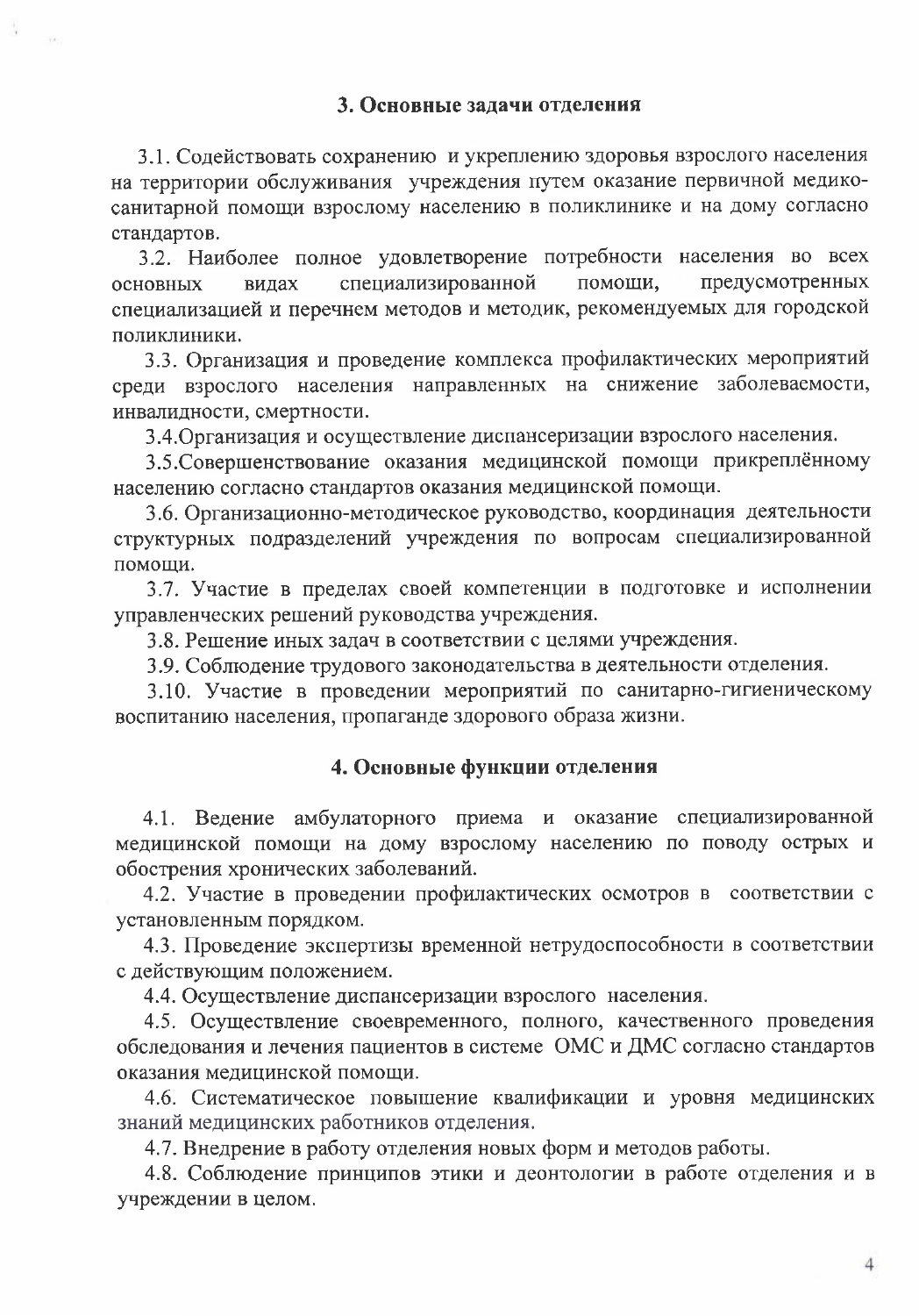## 3. Основные задачи отделения

3.1. Содействовать сохранению и укреплению здоровья взрослого населения на территории обслуживания учреждения путем оказание первичной медико-санитарной помощи взрослому населению в поликлинике и на дому согласно стандартов.

3.2. Наиболее полное удовлетворение потребности населения во всех основных видах специализированной помощи, предусмотренных специализацией и перечнем методов и методик, рекомендуемых для городской поликлиники.

3.3. Организация и проведение комплекса профилактических мероприятий среди взрослого населения направленных на снижение заболеваемости, инвалидности, смертности.

3.4.Организация и осуществление диспансеризации взрослого населения.

3.5.Совершенствование оказания медицинской помощи прикреплённому населению согласно стандартов оказания медицинской помощи.

3.6. Организационно-методическое руководство, координация деятельности структурных подразделений учреждения по вопросам специализированной помощи.

3.7. Участие в пределах своей компетенции в подготовке и исполнении управленческих решений руководства учреждения.

3.8. Решение иных задач в соответствии с целями учреждения.

3.9. Соблюдение трудового законодательства в деятельности отделения.

3.10. Участие в проведении мероприятий по санитарно-гигиеническому воспитанию населения, пропаганде здорового образа жизни.

## 4. Основные функции отделения

4.1. Ведение амбулаторного приема и оказание специализированной медицинской помощи на дому взрослому населению по поводу острых и обострения хронических заболеваний.

4.2. Участие в проведении профилактических осмотров в соответствии с установленным порядком.

4.3. Проведение экспертизы временной нетрудоспособности в соответствии с действующим положением.

4.4. Осуществление диспансеризации взрослого населения.

4.5. Осуществление своевременного, полного, качественного проведения обследования и лечения пациентов в системе ОМС и ДМС согласно стандартов оказания медицинской помощи.

4.6. Систематическое повышение квалификации и уровня медицинских знаний медицинских работников отделения.

4.7. Внедрение в работу отделения новых форм и методов работы.

4.8. Соблюдение принципов этики и деонтологии в работе отделения и в учреждении в целом.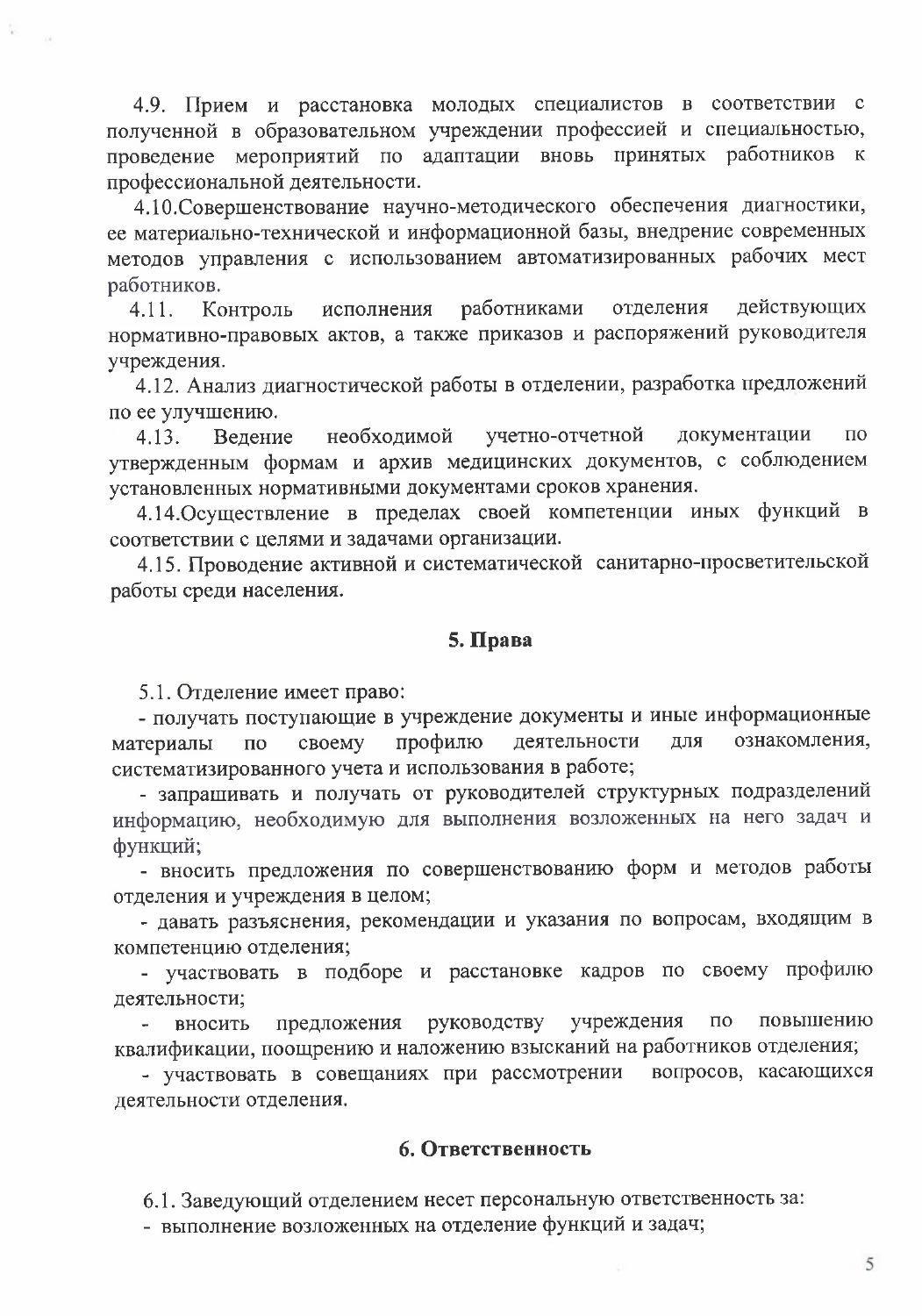4.9. Прием и расстановка молодых специалистов в соответствии с полученной в образовательном учреждении профессией и специальностью, проведение мероприятий по адаптации вновь принятых работников к профессиональной деятельности.

4.10.Совершенствование научно-методического обеспечения диагностики, ее материально-технической и информационной базы, внедрение современных методов управления с использованием автоматизированных рабочих мест работников.

4.11. Контроль исполнения работниками отделения действующих нормативно-правовых актов, а также приказов и распоряжений руководителя учреждения.

4.12. Анализ диагностической работы в отделении, разработка предложений по ее улучшению.

4.13. Ведение необходимой учетно-отчетной документации по утвержденным формам и архив медицинских документов, с соблюдением установленных нормативными документами сроков хранения.

4.14.Осуществление в пределах своей компетенции иных функций в соответствии с целями и задачами организации.

4.15. Проводение активной и систематической санитарно-просветительской работы среди населения.

## 5. Права

5.1. Отделение имеет право:

- получать поступающие в учреждение документы и иные информационные материалы по своему профилю деятельности для ознакомления, систематизированного учета и использования в работе;
- запрашивать и получать от руководителей структурных подразделений информацию, необходимую для выполнения возложенных на него задач и функций;
- вносить предложения по совершенствованию форм и методов работы отделения и учреждения в целом;
- давать разъяснения, рекомендации и указания по вопросам, входящим в компетенцию отделения;
- участвовать в подборе и расстановке кадров по своему профилю деятельности;
- вносить предложения руководству учреждения по повышению квалификации, поощрению и наложению взысканий на работников отделения;
- участвовать в совещаниях при рассмотрении вопросов, касающихся деятельности отделения.

## 6. Ответственность

6.1. Заведующий отделением несет персональную ответственность за:

- выполнение возложенных на отделение функций и задач;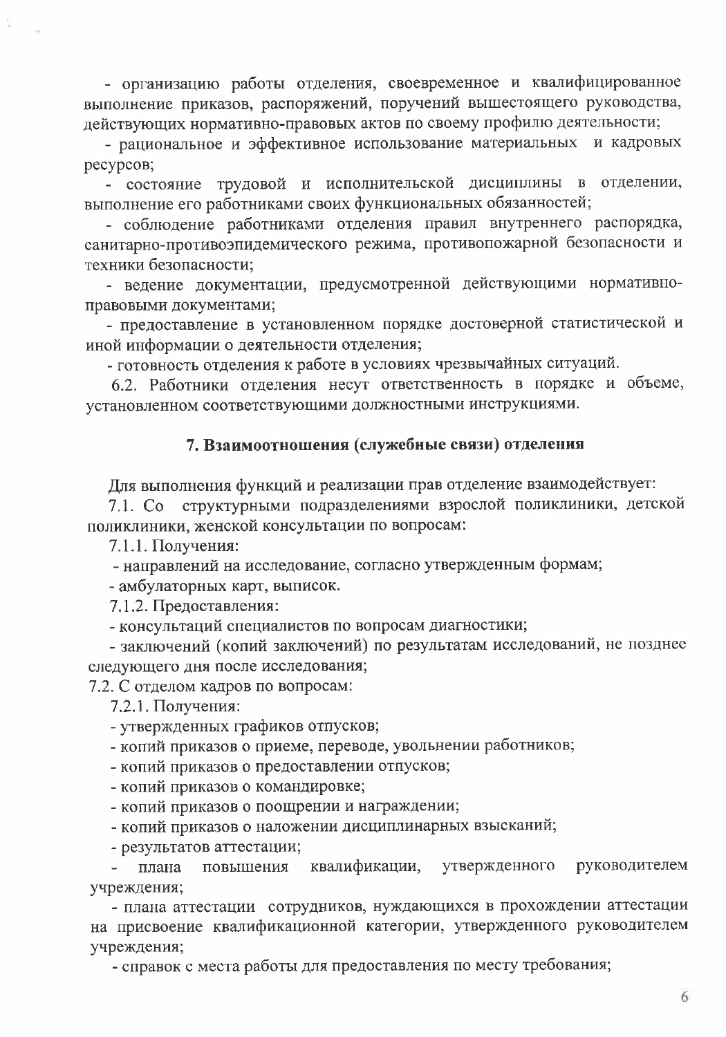- организацию работы отделения, своевременное и квалифицированное выполнение приказов, распоряжений, поручений вышестоящего руководства, действующих нормативно-правовых актов по своему профилю деятельности;

- рациональное и эффективное использование материальных и кадровых ресурсов;

- состояние трудовой и исполнительской дисциплины в отделении, выполнение его работниками своих функциональных обязанностей;

- соблюдение работниками отделения правил внутреннего распорядка, санитарно-противоэпидемического режима, противопожарной безопасности и техники безопасности;

- ведение документации, предусмотренной действующими нормативно-правовыми документами;

- предоставление в установленном порядке достоверной статистической и иной информации о деятельности отделения;

- готовность отделения к работе в условиях чрезвычайных ситуаций.

6.2. Работники отделения несут ответственность в порядке и объеме, установленном соответствующими должностными инструкциями.

## 7. Взаимоотношения (служебные связи) отделения

Для выполнения функций и реализации прав отделение взаимодействует:

7.1. Со структурными подразделениями взрослой поликлиники, детской поликлиники, женской консультации по вопросам:

7.1.1. Получения:

- направлений на исследование, согласно утвержденным формам;
- амбулаторных карт, выписок.

7.1.2. Предоставления:

- консультаций специалистов по вопросам диагностики;
- заключений (копий заключений) по результатам исследований, не позднее следующего дня после исследования;

7.2. С отделом кадров по вопросам:

7.2.1. Получения:

- утвержденных графиков отпусков;
- копий приказов о приеме, переводе, увольнении работников;
- копий приказов о предоставлении отпусков;
- копий приказов о командировке;
- копий приказов о поощрении и награждении;
- копий приказов о наложении дисциплинарных взысканий;
- результатов аттестации;
- плана повышения квалификации, утвержденного руководителем учреждения;
- плана аттестации сотрудников, нуждающихся в прохождении аттестации на присвоение квалификационной категории, утвержденного руководителем учреждения;
- справок с места работы для предоставления по месту требования;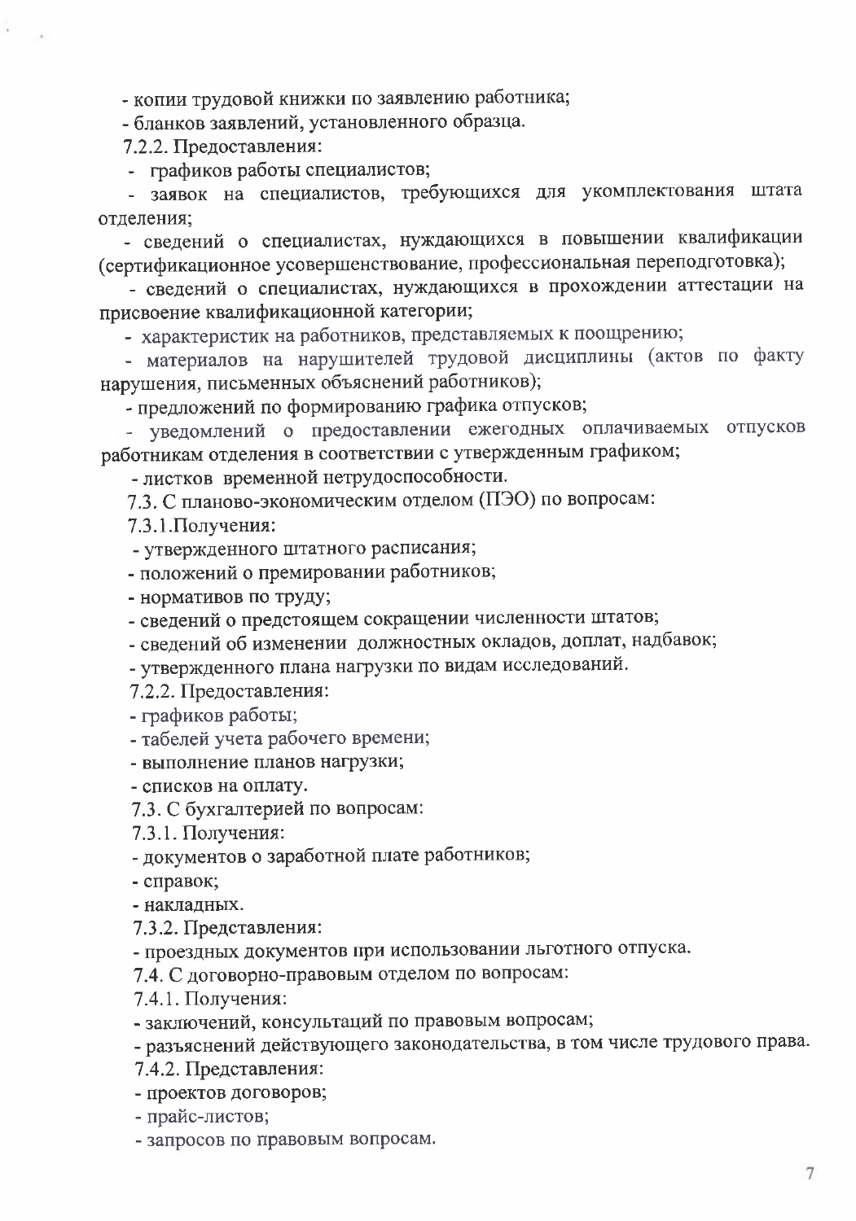- копии трудовой книжки по заявлению работника;

- бланков заявлений, установленного образца.

7.2.2. Предоставления:

- графиков работы специалистов;

- заявок на специалистов, требующихся для укомплектования штата отделения;

- сведений о специалистах, нуждающихся в повышении квалификации (сертификационное усовершенствование, профессиональная переподготовка);

- сведений о специалистах, нуждающихся в прохождении аттестации на присвоение квалификационной категории;

- характеристик на работников, представляемых к поощрению;

- материалов на нарушителей трудовой дисциплины (актов по факту нарушения, письменных объяснений работников);

- предложений по формированию графика отпусков;

- уведомлений о предоставлении ежегодных оплачиваемых отпусков работникам отделения в соответствии с утвержденным графиком;

- листков временной нетрудоспособности.

7.3. С планово-экономическим отделом (ПЭО) по вопросам:

7.3.1.Получения:

- утвержденного штатного расписания;

- положений о премировании работников;

- нормативов по труду;

- сведений о предстоящем сокращении численности штатов;

- сведений об изменении должностных окладов, доплат, надбавок;

- утвержденного плана нагрузки по видам исследований.

7.2.2. Предоставления:

- графиков работы;

- табелей учета рабочего времени;

- выполнение планов нагрузки;

- списков на оплату.

7.3. С бухгалтерией по вопросам:

7.3.1. Получения:

- документов о заработной плате работников;

- справок;

- накладных.

7.3.2. Представления:

- проездных документов при использовании льготного отпуска.

7.4. С договорно-правовым отделом по вопросам:

7.4.1. Получения:

- заключений, консультаций по правовым вопросам;

- разъяснений действующего законодательства, в том числе трудового права.

7.4.2. Представления:

- проектов договоров;

- прайс-листов;

- запросов по правовым вопросам.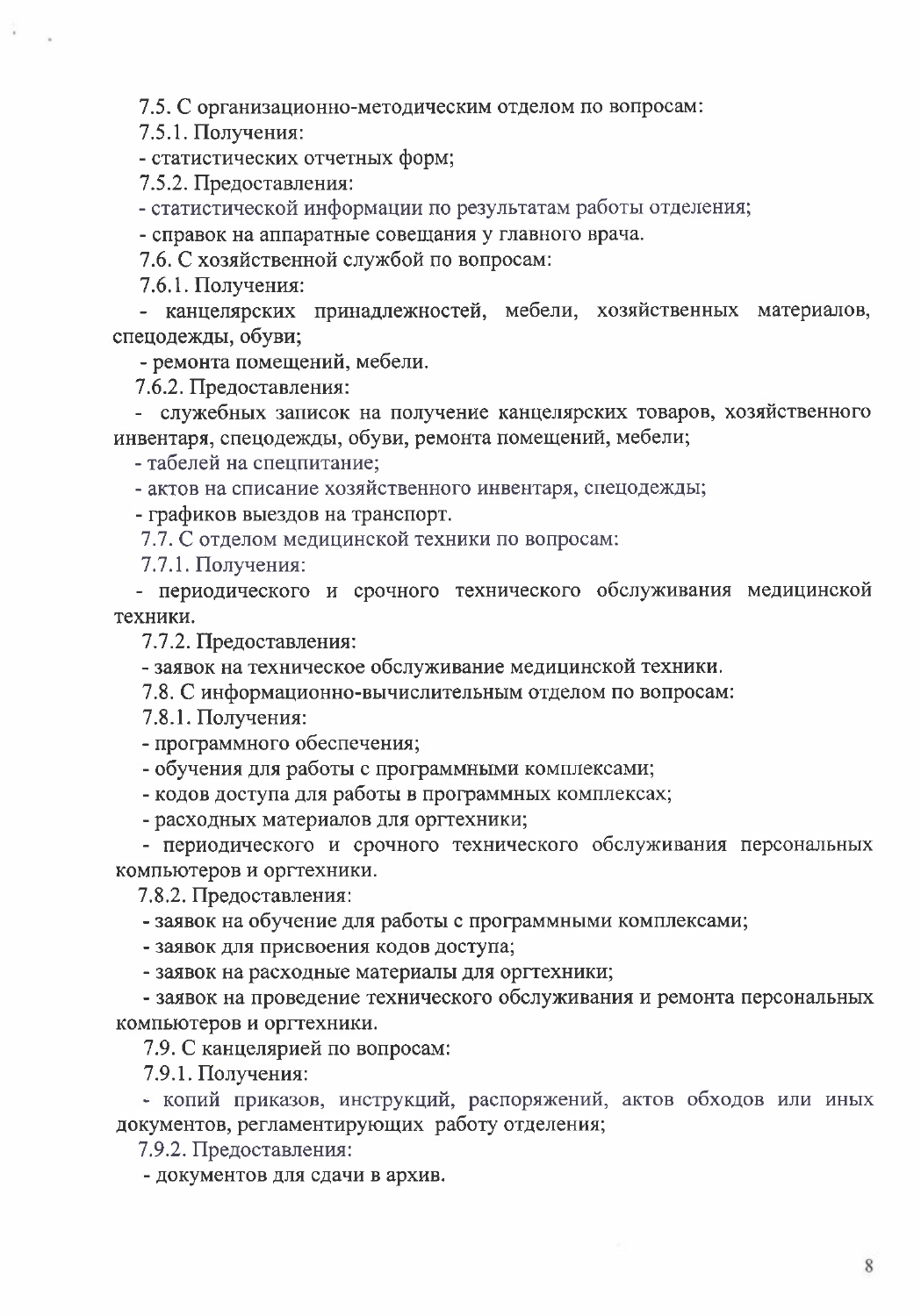7.5. С организационно-методическим отделом по вопросам:

7.5.1. Получения:

- статистических отчетных форм;

7.5.2. Предоставления:

- статистической информации по результатам работы отделения;
- справок на аппаратные совещания у главного врача.

7.6. С хозяйственной службой по вопросам:

7.6.1. Получения:

- канцелярских принадлежностей, мебели, хозяйственных материалов, спецодежды, обуви;
- ремонта помещений, мебели.

7.6.2. Предоставления:

- служебных записок на получение канцелярских товаров, хозяйственного инвентаря, спецодежды, обуви, ремонта помещений, мебели;
- табелей на спецпитание;
- актов на списание хозяйственного инвентаря, спецодежды;
- графиков выездов на транспорт.

7.7. С отделом медицинской техники по вопросам:

7.7.1. Получения:

- периодического и срочного технического обслуживания медицинской техники.

7.7.2. Предоставления:

- заявок на техническое обслуживание медицинской техники.

7.8. С информационно-вычислительным отделом по вопросам:

7.8.1. Получения:

- программного обеспечения;
- обучения для работы с программными комплексами;
- кодов доступа для работы в программных комплексах;
- расходных материалов для оргтехники;
- периодического и срочного технического обслуживания персональных компьютеров и оргтехники.

7.8.2. Предоставления:

- заявок на обучение для работы с программными комплексами;
- заявок для присвоения кодов доступа;
- заявок на расходные материалы для оргтехники;
- заявок на проведение технического обслуживания и ремонта персональных компьютеров и оргтехники.

7.9. С канцелярией по вопросам:

7.9.1. Получения:

- копий приказов, инструкций, распоряжений, актов обходов или иных документов, регламентирующих работу отделения;

7.9.2. Предоставления:

- документов для сдачи в архив.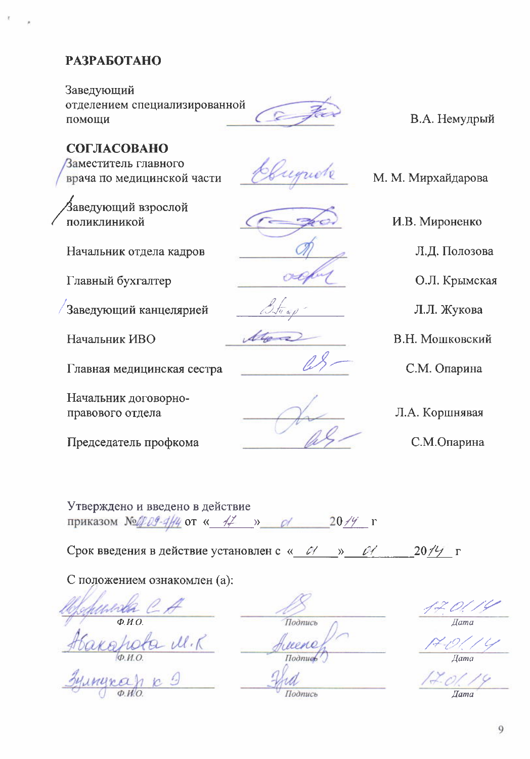**РАЗРАБОТАНО**

| | | |
|---|---|---|
| Заведующий отделением специализированной помощи | _________ | В.А. Немудрый |

**СОГЛАСОВАНО**

| | | |
|---|---|---|
| Заместитель главного врача по медицинской части | _________ | М. М. Мирхайдарова |
| Заведующий взрослой поликлиникой | _________ | И.В. Мироненко |
| Начальник отдела кадров | _________ | Л.Д. Полозова |
| Главный бухгалтер | _________ | О.Л. Крымская |
| Заведующий канцелярией | _________ | Л.Л. Жукова |
| Начальник ИВО | _________ | В.Н. Мошковский |
| Главная медицинская сестра | _________ | С.М. Опарина |
| Начальник договорно-правового отдела | _________ | Л.А. Коршнявая |
| Председатель профкома | _________ | С.М.Опарина |

Утверждено и введено в действие приказом №*01-09-4/14* от «*17*» *01* 20*14* г

Срок введения в действие установлен с «*01*» *01* 20*14* г

С положением ознакомлен (а):

| Ф.И.О. | Подпись | Дата |
|---|---|---|
| *Ефремова С.А.* | | *17.01.14* |
| *Абакарова М.К.* | | *17.01.14* |
| *Зулпукар Ю.Э.* | | *17.01.14* |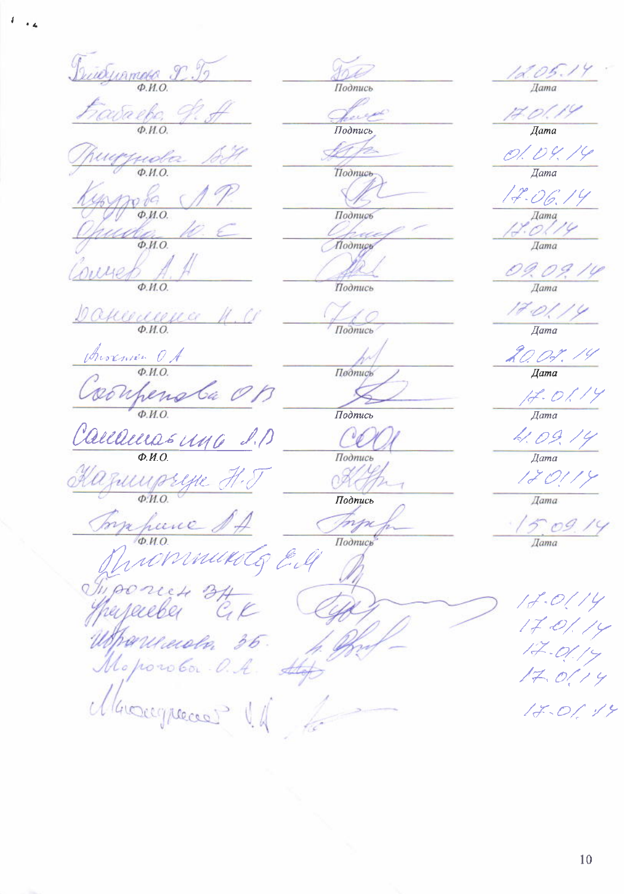| Ф.И.О. | Подпись | Дата |
|---|---|---|
| Байбулатова Л.Б. | [подпись] | 12.05.14 |
| Бабаева Я.А. | [подпись] | 17.01.14 |
| Григорьева В.Н. | [подпись] | 01.04.14 |
| Курдова А.Р. | [подпись] | 17.06.14 |
| Орлова Ю.Е. | [подпись] | 17.01.14 |
| Сомчев А.Н. | [подпись] | 09.09.14 |
| Данилина Н.С. | [подпись] | 17.01.14 |
| Волохина О.А. | [подпись] | 20.07.14 |
| Собиренова О.В. | [подпись] | 17.01.14 |
| Самойлович Л.В. | [подпись] | 4.09.14 |
| Казимирчук Н.Г. | [подпись] | 17.01.14 |
| Трофимова В.А. | [подпись] | 15.09.14 |
| Плотникова Е.А. | [подпись] | |
| Пронич В.Н. | [подпись] | 17.01.14 |
| Урусеева С.К. | [подпись] | 17.01.14 |
| Шрамкова З.Б. | [подпись] | 17.01.14 |
| Морозова О.А. | [подпись] | 17.01.14 |
| Мищенко В.А. | [подпись] | 17.01.14 |